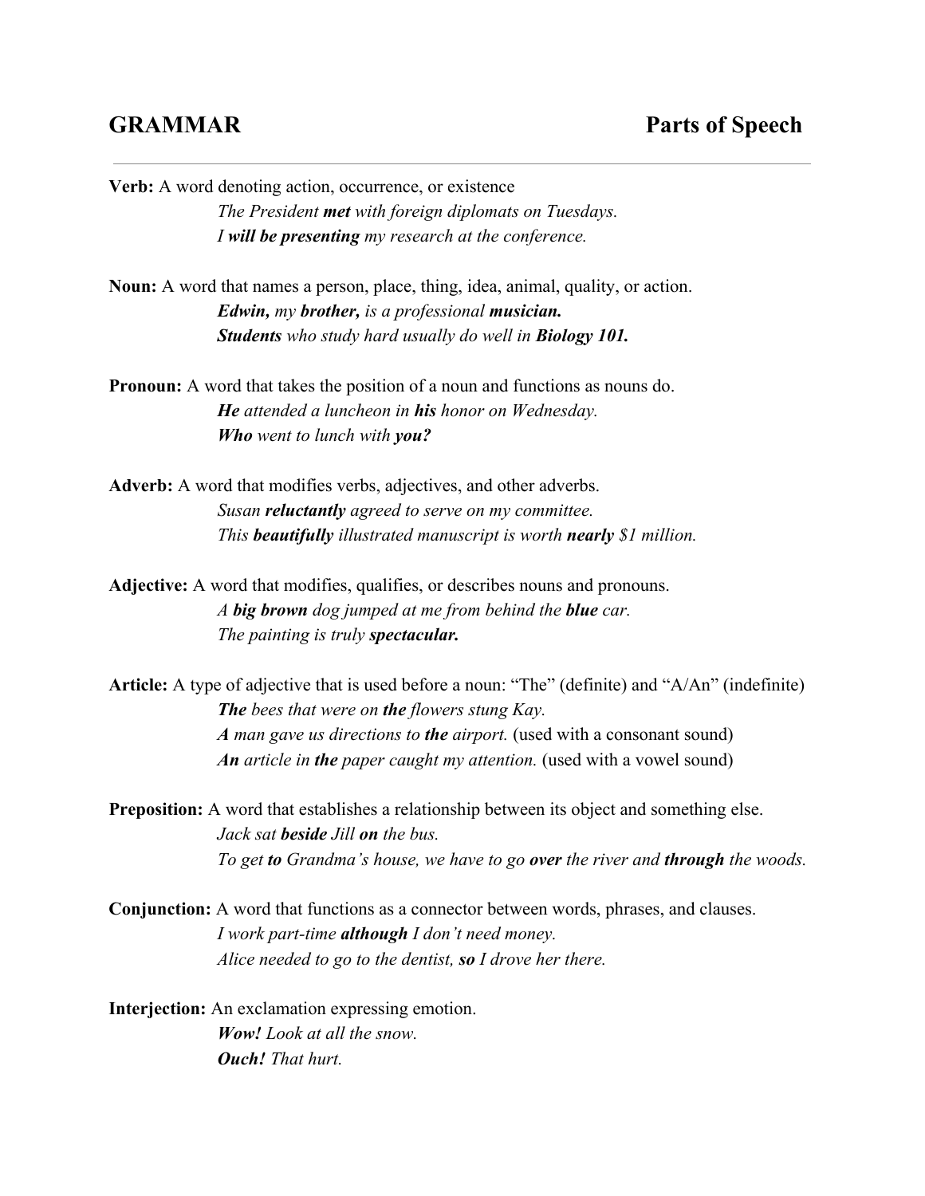# GRAMMAR — Parts of Speech

**Verb:** A word denoting action, occurrence, or existence

> *The President **met** with foreign diplomats on Tuesdays.*
> *I **will be presenting** my research at the conference.*

**Noun:** A word that names a person, place, thing, idea, animal, quality, or action.

> ***Edwin,** my **brother,** is a professional **musician.***
> ***Students** who study hard usually do well in **Biology 101.***

**Pronoun:** A word that takes the position of a noun and functions as nouns do.

> ***He** attended a luncheon in **his** honor on Wednesday.*
> ***Who** went to lunch with **you?***

**Adverb:** A word that modifies verbs, adjectives, and other adverbs.

> *Susan **reluctantly** agreed to serve on my committee.*
> *This **beautifully** illustrated manuscript is worth **nearly** $1 million.*

**Adjective:** A word that modifies, qualifies, or describes nouns and pronouns.

> *A **big brown** dog jumped at me from behind the **blue** car.*
> *The painting is truly **spectacular.***

**Article:** A type of adjective that is used before a noun: "The" (definite) and "A/An" (indefinite)

> ***The** bees that were on **the** flowers stung Kay.*
> ***A** man gave us directions to **the** airport.* (used with a consonant sound)
> ***An** article in **the** paper caught my attention.* (used with a vowel sound)

**Preposition:** A word that establishes a relationship between its object and something else.

> *Jack sat **beside** Jill **on** the bus.*
> *To get **to** Grandma's house, we have to go **over** the river and **through** the woods.*

**Conjunction:** A word that functions as a connector between words, phrases, and clauses.

> *I work part-time **although** I don't need money.*
> *Alice needed to go to the dentist, **so** I drove her there.*

**Interjection:** An exclamation expressing emotion.

> ***Wow!** Look at all the snow.*
> ***Ouch!** That hurt.*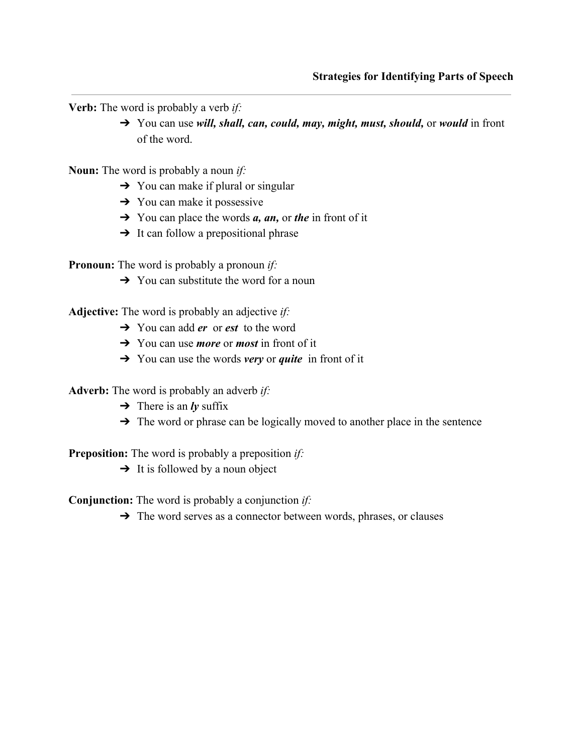**Strategies for Identifying Parts of Speech**

---

**Verb:** The word is probably a verb *if:*

- You can use ***will, shall, can, could, may, might, must, should,*** or ***would*** in front of the word.

**Noun:** The word is probably a noun *if:*

- You can make if plural or singular
- You can make it possessive
- You can place the words ***a, an,*** or ***the*** in front of it
- It can follow a prepositional phrase

**Pronoun:** The word is probably a pronoun *if:*

- You can substitute the word for a noun

**Adjective:** The word is probably an adjective *if:*

- You can add ***er*** or ***est*** to the word
- You can use ***more*** or ***most*** in front of it
- You can use the words ***very*** or ***quite*** in front of it

**Adverb:** The word is probably an adverb *if:*

- There is an ***ly*** suffix
- The word or phrase can be logically moved to another place in the sentence

**Preposition:** The word is probably a preposition *if:*

- It is followed by a noun object

**Conjunction:** The word is probably a conjunction *if:*

- The word serves as a connector between words, phrases, or clauses